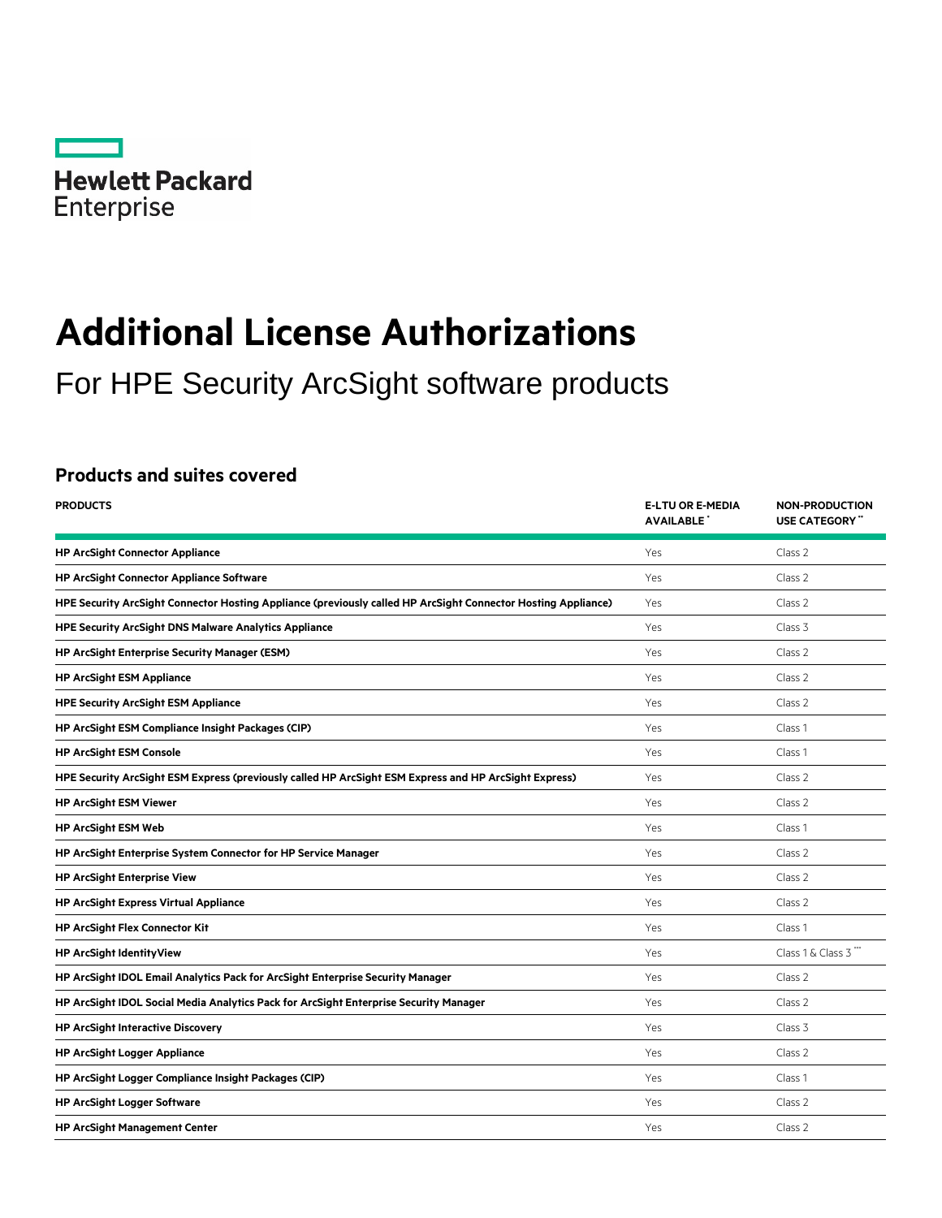Hewlett Packard Enterprise

# Additional License Authorizations

## For HPE Security ArcSight software products

### Products and suites covered

| PRODUCTS | E-LTU OR E-MEDIA AVAILABLE * | NON-PRODUCTION USE CATEGORY ** |
|---|---|---|
| **HP ArcSight Connector Appliance** | Yes | Class 2 |
| **HP ArcSight Connector Appliance Software** | Yes | Class 2 |
| **HPE Security ArcSight Connector Hosting Appliance (previously called HP ArcSight Connector Hosting Appliance)** | Yes | Class 2 |
| **HPE Security ArcSight DNS Malware Analytics Appliance** | Yes | Class 3 |
| **HP ArcSight Enterprise Security Manager (ESM)** | Yes | Class 2 |
| **HP ArcSight ESM Appliance** | Yes | Class 2 |
| **HPE Security ArcSight ESM Appliance** | Yes | Class 2 |
| **HP ArcSight ESM Compliance Insight Packages (CIP)** | Yes | Class 1 |
| **HP ArcSight ESM Console** | Yes | Class 1 |
| **HPE Security ArcSight ESM Express (previously called HP ArcSight ESM Express and HP ArcSight Express)** | Yes | Class 2 |
| **HP ArcSight ESM Viewer** | Yes | Class 2 |
| **HP ArcSight ESM Web** | Yes | Class 1 |
| **HP ArcSight Enterprise System Connector for HP Service Manager** | Yes | Class 2 |
| **HP ArcSight Enterprise View** | Yes | Class 2 |
| **HP ArcSight Express Virtual Appliance** | Yes | Class 2 |
| **HP ArcSight Flex Connector Kit** | Yes | Class 1 |
| **HP ArcSight IdentityView** | Yes | Class 1 & Class 3 *** |
| **HP ArcSight IDOL Email Analytics Pack for ArcSight Enterprise Security Manager** | Yes | Class 2 |
| **HP ArcSight IDOL Social Media Analytics Pack for ArcSight Enterprise Security Manager** | Yes | Class 2 |
| **HP ArcSight Interactive Discovery** | Yes | Class 3 |
| **HP ArcSight Logger Appliance** | Yes | Class 2 |
| **HP ArcSight Logger Compliance Insight Packages (CIP)** | Yes | Class 1 |
| **HP ArcSight Logger Software** | Yes | Class 2 |
| **HP ArcSight Management Center** | Yes | Class 2 |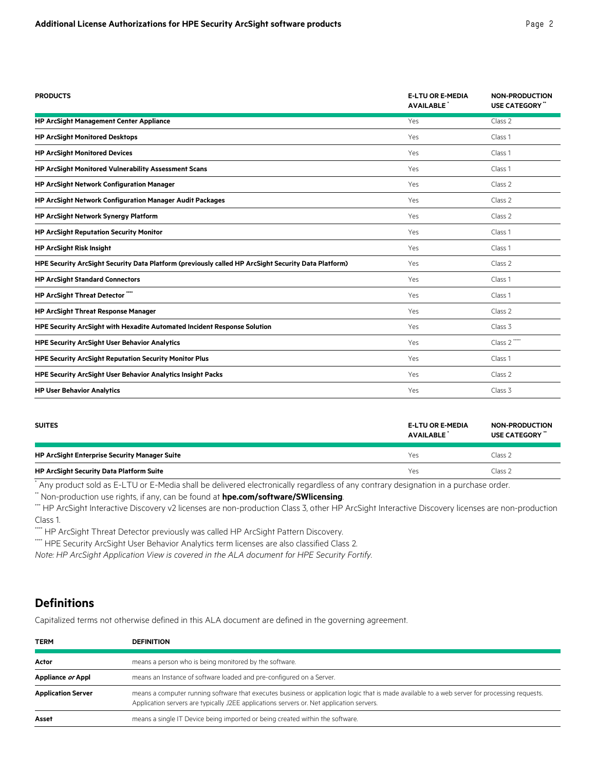| PRODUCTS | E-LTU OR E-MEDIA AVAILABLE * | NON-PRODUCTION USE CATEGORY ** |
|---|---|---|
| **HP ArcSight Management Center Appliance** | Yes | Class 2 |
| **HP ArcSight Monitored Desktops** | Yes | Class 1 |
| **HP ArcSight Monitored Devices** | Yes | Class 1 |
| **HP ArcSight Monitored Vulnerability Assessment Scans** | Yes | Class 1 |
| **HP ArcSight Network Configuration Manager** | Yes | Class 2 |
| **HP ArcSight Network Configuration Manager Audit Packages** | Yes | Class 2 |
| **HP ArcSight Network Synergy Platform** | Yes | Class 2 |
| **HP ArcSight Reputation Security Monitor** | Yes | Class 1 |
| **HP ArcSight Risk Insight** | Yes | Class 1 |
| **HPE Security ArcSight Security Data Platform (previously called HP ArcSight Security Data Platform)** | Yes | Class 2 |
| **HP ArcSight Standard Connectors** | Yes | Class 1 |
| **HP ArcSight Threat Detector** **** | Yes | Class 1 |
| **HP ArcSight Threat Response Manager** | Yes | Class 2 |
| **HPE Security ArcSight with Hexadite Automated Incident Response Solution** | Yes | Class 3 |
| **HPE Security ArcSight User Behavior Analytics** | Yes | Class 2 ***** |
| **HPE Security ArcSight Reputation Security Monitor Plus** | Yes | Class 1 |
| **HPE Security ArcSight User Behavior Analytics Insight Packs** | Yes | Class 2 |
| **HP User Behavior Analytics** | Yes | Class 3 |

| SUITES | E-LTU OR E-MEDIA AVAILABLE * | NON-PRODUCTION USE CATEGORY ** |
|---|---|---|
| **HP ArcSight Enterprise Security Manager Suite** | Yes | Class 2 |
| **HP ArcSight Security Data Platform Suite** | Yes | Class 2 |

* Any product sold as E-LTU or E-Media shall be delivered electronically regardless of any contrary designation in a purchase order.

** Non-production use rights, if any, can be found at **hpe.com/software/SWlicensing**.

*** HP ArcSight Interactive Discovery v2 licenses are non-production Class 3, other HP ArcSight Interactive Discovery licenses are non-production Class 1.

**** HP ArcSight Threat Detector previously was called HP ArcSight Pattern Discovery.

***** HPE Security ArcSight User Behavior Analytics term licenses are also classified Class 2.

*Note: HP ArcSight Application View is covered in the ALA document for HPE Security Fortify.*

## Definitions

Capitalized terms not otherwise defined in this ALA document are defined in the governing agreement.

| TERM | DEFINITION |
|---|---|
| **Actor** | means a person who is being monitored by the software. |
| **Appliance *or* Appl** | means an Instance of software loaded and pre-configured on a Server. |
| **Application Server** | means a computer running software that executes business or application logic that is made available to a web server for processing requests. Application servers are typically J2EE applications servers or. Net application servers. |
| **Asset** | means a single IT Device being imported or being created within the software. |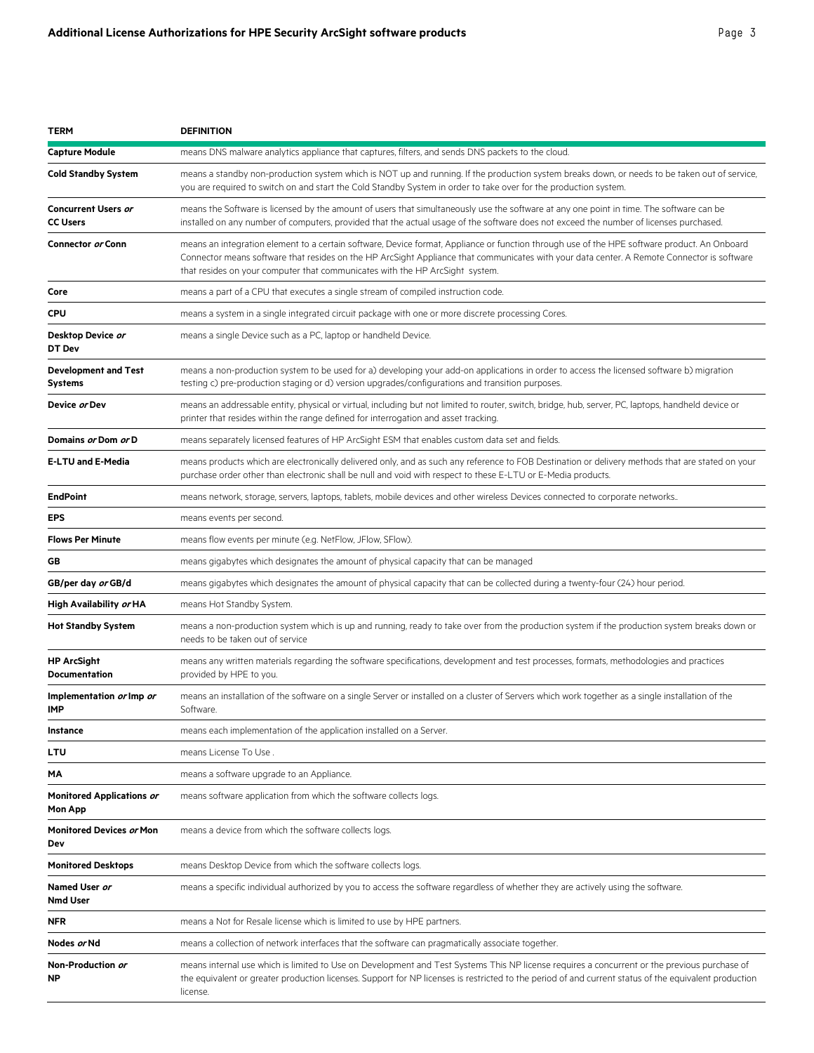| TERM | DEFINITION |
| --- | --- |
| **Capture Module** | means DNS malware analytics appliance that captures, filters, and sends DNS packets to the cloud. |
| **Cold Standby System** | means a standby non-production system which is NOT up and running. If the production system breaks down, or needs to be taken out of service, you are required to switch on and start the Cold Standby System in order to take over for the production system. |
| **Concurrent Users *or* CC Users** | means the Software is licensed by the amount of users that simultaneously use the software at any one point in time. The software can be installed on any number of computers, provided that the actual usage of the software does not exceed the number of licenses purchased. |
| **Connector *or* Conn** | means an integration element to a certain software, Device format, Appliance or function through use of the HPE software product. An Onboard Connector means software that resides on the HP ArcSight Appliance that communicates with your data center. A Remote Connector is software that resides on your computer that communicates with the HP ArcSight system. |
| **Core** | means a part of a CPU that executes a single stream of compiled instruction code. |
| **CPU** | means a system in a single integrated circuit package with one or more discrete processing Cores. |
| **Desktop Device *or* DT Dev** | means a single Device such as a PC, laptop or handheld Device. |
| **Development and Test Systems** | means a non-production system to be used for a) developing your add-on applications in order to access the licensed software b) migration testing c) pre-production staging or d) version upgrades/configurations and transition purposes. |
| **Device *or* Dev** | means an addressable entity, physical or virtual, including but not limited to router, switch, bridge, hub, server, PC, laptops, handheld device or printer that resides within the range defined for interrogation and asset tracking. |
| **Domains *or* Dom *or* D** | means separately licensed features of HP ArcSight ESM that enables custom data set and fields. |
| **E-LTU and E-Media** | means products which are electronically delivered only, and as such any reference to FOB Destination or delivery methods that are stated on your purchase order other than electronic shall be null and void with respect to these E-LTU or E-Media products. |
| **EndPoint** | means network, storage, servers, laptops, tablets, mobile devices and other wireless Devices connected to corporate networks.. |
| **EPS** | means events per second. |
| **Flows Per Minute** | means flow events per minute (e.g. NetFlow, JFlow, SFlow). |
| **GB** | means gigabytes which designates the amount of physical capacity that can be managed |
| **GB/per day *or* GB/d** | means gigabytes which designates the amount of physical capacity that can be collected during a twenty-four (24) hour period. |
| **High Availability *or* HA** | means Hot Standby System. |
| **Hot Standby System** | means a non-production system which is up and running, ready to take over from the production system if the production system breaks down or needs to be taken out of service |
| **HP ArcSight Documentation** | means any written materials regarding the software specifications, development and test processes, formats, methodologies and practices provided by HPE to you. |
| **Implementation *or* Imp *or* IMP** | means an installation of the software on a single Server or installed on a cluster of Servers which work together as a single installation of the Software. |
| **Instance** | means each implementation of the application installed on a Server. |
| **LTU** | means License To Use . |
| **MA** | means a software upgrade to an Appliance. |
| **Monitored Applications *or* Mon App** | means software application from which the software collects logs. |
| **Monitored Devices *or* Mon Dev** | means a device from which the software collects logs. |
| **Monitored Desktops** | means Desktop Device from which the software collects logs. |
| **Named User *or* Nmd User** | means a specific individual authorized by you to access the software regardless of whether they are actively using the software. |
| **NFR** | means a Not for Resale license which is limited to use by HPE partners. |
| **Nodes *or* Nd** | means a collection of network interfaces that the software can pragmatically associate together. |
| **Non-Production *or* NP** | means internal use which is limited to Use on Development and Test Systems This NP license requires a concurrent or the previous purchase of the equivalent or greater production licenses. Support for NP licenses is restricted to the period of and current status of the equivalent production license. |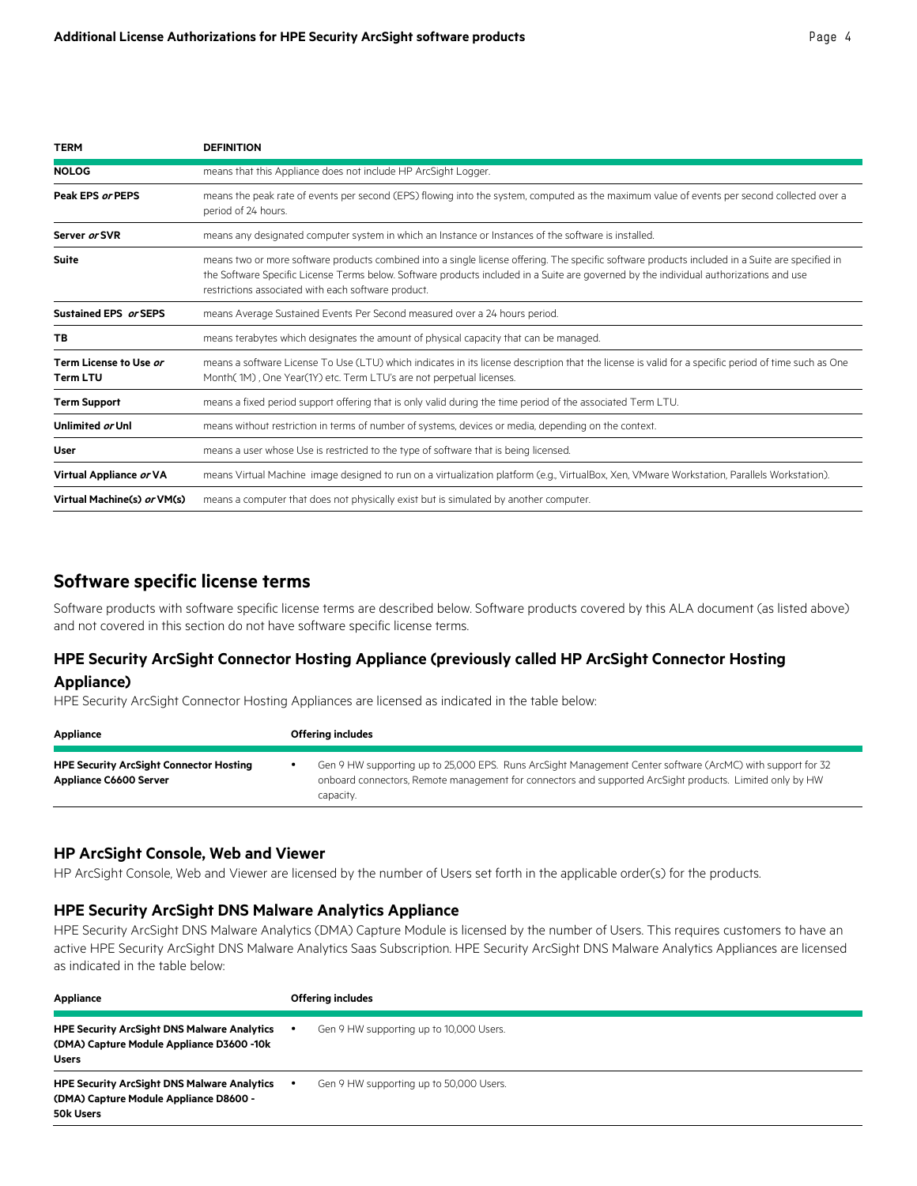| TERM | DEFINITION |
|---|---|
| **NOLOG** | means that this Appliance does not include HP ArcSight Logger. |
| **Peak EPS *or* PEPS** | means the peak rate of events per second (EPS) flowing into the system, computed as the maximum value of events per second collected over a period of 24 hours. |
| **Server *or* SVR** | means any designated computer system in which an Instance or Instances of the software is installed. |
| **Suite** | means two or more software products combined into a single license offering. The specific software products included in a Suite are specified in the Software Specific License Terms below. Software products included in a Suite are governed by the individual authorizations and use restrictions associated with each software product. |
| **Sustained EPS *or* SEPS** | means Average Sustained Events Per Second measured over a 24 hours period. |
| **TB** | means terabytes which designates the amount of physical capacity that can be managed. |
| **Term License to Use *or* Term LTU** | means a software License To Use (LTU) which indicates in its license description that the license is valid for a specific period of time such as One Month( 1M) , One Year(1Y) etc. Term LTU's are not perpetual licenses. |
| **Term Support** | means a fixed period support offering that is only valid during the time period of the associated Term LTU. |
| **Unlimited *or* Unl** | means without restriction in terms of number of systems, devices or media, depending on the context. |
| **User** | means a user whose Use is restricted to the type of software that is being licensed. |
| **Virtual Appliance *or* VA** | means Virtual Machine image designed to run on a virtualization platform (e.g., VirtualBox, Xen, VMware Workstation, Parallels Workstation). |
| **Virtual Machine(s) *or* VM(s)** | means a computer that does not physically exist but is simulated by another computer. |

## Software specific license terms

Software products with software specific license terms are described below. Software products covered by this ALA document (as listed above) and not covered in this section do not have software specific license terms.

### HPE Security ArcSight Connector Hosting Appliance (previously called HP ArcSight Connector Hosting Appliance)

HPE Security ArcSight Connector Hosting Appliances are licensed as indicated in the table below:

| Appliance | Offering includes |
|---|---|
| **HPE Security ArcSight Connector Hosting Appliance C6600 Server** | • Gen 9 HW supporting up to 25,000 EPS. Runs ArcSight Management Center software (ArcMC) with support for 32 onboard connectors, Remote management for connectors and supported ArcSight products. Limited only by HW capacity. |

### HP ArcSight Console, Web and Viewer

HP ArcSight Console, Web and Viewer are licensed by the number of Users set forth in the applicable order(s) for the products.

### HPE Security ArcSight DNS Malware Analytics Appliance

HPE Security ArcSight DNS Malware Analytics (DMA) Capture Module is licensed by the number of Users. This requires customers to have an active HPE Security ArcSight DNS Malware Analytics Saas Subscription. HPE Security ArcSight DNS Malware Analytics Appliances are licensed as indicated in the table below:

| Appliance | Offering includes |
|---|---|
| **HPE Security ArcSight DNS Malware Analytics (DMA) Capture Module Appliance D3600 -10k Users** | • Gen 9 HW supporting up to 10,000 Users. |
| **HPE Security ArcSight DNS Malware Analytics (DMA) Capture Module Appliance D8600 - 50k Users** | • Gen 9 HW supporting up to 50,000 Users. |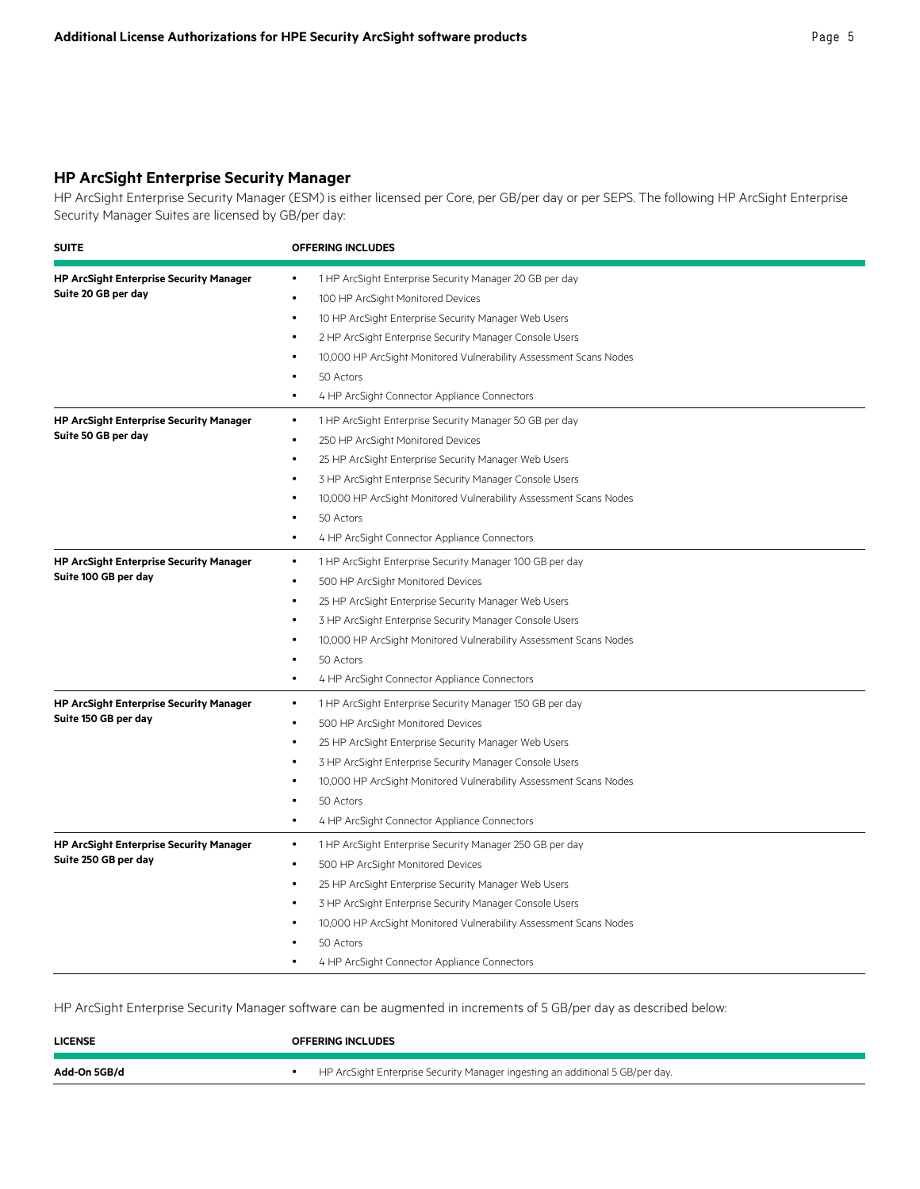## HP ArcSight Enterprise Security Manager

HP ArcSight Enterprise Security Manager (ESM) is either licensed per Core, per GB/per day or per SEPS. The following HP ArcSight Enterprise Security Manager Suites are licensed by GB/per day:

| SUITE | OFFERING INCLUDES |
|---|---|
| **HP ArcSight Enterprise Security Manager Suite 20 GB per day** | • 1 HP ArcSight Enterprise Security Manager 20 GB per day<br>• 100 HP ArcSight Monitored Devices<br>• 10 HP ArcSight Enterprise Security Manager Web Users<br>• 2 HP ArcSight Enterprise Security Manager Console Users<br>• 10,000 HP ArcSight Monitored Vulnerability Assessment Scans Nodes<br>• 50 Actors<br>• 4 HP ArcSight Connector Appliance Connectors |
| **HP ArcSight Enterprise Security Manager Suite 50 GB per day** | • 1 HP ArcSight Enterprise Security Manager 50 GB per day<br>• 250 HP ArcSight Monitored Devices<br>• 25 HP ArcSight Enterprise Security Manager Web Users<br>• 3 HP ArcSight Enterprise Security Manager Console Users<br>• 10,000 HP ArcSight Monitored Vulnerability Assessment Scans Nodes<br>• 50 Actors<br>• 4 HP ArcSight Connector Appliance Connectors |
| **HP ArcSight Enterprise Security Manager Suite 100 GB per day** | • 1 HP ArcSight Enterprise Security Manager 100 GB per day<br>• 500 HP ArcSight Monitored Devices<br>• 25 HP ArcSight Enterprise Security Manager Web Users<br>• 3 HP ArcSight Enterprise Security Manager Console Users<br>• 10,000 HP ArcSight Monitored Vulnerability Assessment Scans Nodes<br>• 50 Actors<br>• 4 HP ArcSight Connector Appliance Connectors |
| **HP ArcSight Enterprise Security Manager Suite 150 GB per day** | • 1 HP ArcSight Enterprise Security Manager 150 GB per day<br>• 500 HP ArcSight Monitored Devices<br>• 25 HP ArcSight Enterprise Security Manager Web Users<br>• 3 HP ArcSight Enterprise Security Manager Console Users<br>• 10,000 HP ArcSight Monitored Vulnerability Assessment Scans Nodes<br>• 50 Actors<br>• 4 HP ArcSight Connector Appliance Connectors |
| **HP ArcSight Enterprise Security Manager Suite 250 GB per day** | • 1 HP ArcSight Enterprise Security Manager 250 GB per day<br>• 500 HP ArcSight Monitored Devices<br>• 25 HP ArcSight Enterprise Security Manager Web Users<br>• 3 HP ArcSight Enterprise Security Manager Console Users<br>• 10,000 HP ArcSight Monitored Vulnerability Assessment Scans Nodes<br>• 50 Actors<br>• 4 HP ArcSight Connector Appliance Connectors |

HP ArcSight Enterprise Security Manager software can be augmented in increments of 5 GB/per day as described below:

| LICENSE | OFFERING INCLUDES |
|---|---|
| **Add-On 5GB/d** | • HP ArcSight Enterprise Security Manager ingesting an additional 5 GB/per day. |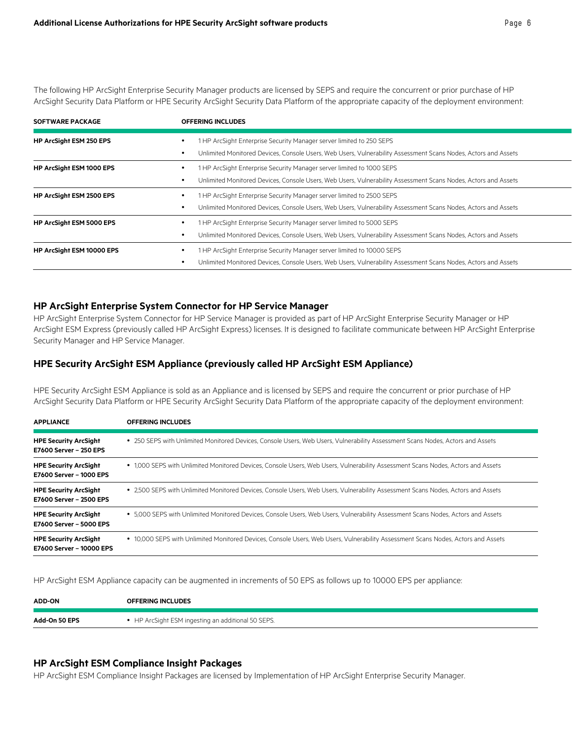The following HP ArcSight Enterprise Security Manager products are licensed by SEPS and require the concurrent or prior purchase of HP ArcSight Security Data Platform or HPE Security ArcSight Security Data Platform of the appropriate capacity of the deployment environment:

| SOFTWARE PACKAGE | OFFERING INCLUDES |
|---|---|
| **HP ArcSight ESM 250 EPS** | • 1 HP ArcSight Enterprise Security Manager server limited to 250 SEPS<br>• Unlimited Monitored Devices, Console Users, Web Users, Vulnerability Assessment Scans Nodes, Actors and Assets |
| **HP ArcSight ESM 1000 EPS** | • 1 HP ArcSight Enterprise Security Manager server limited to 1000 SEPS<br>• Unlimited Monitored Devices, Console Users, Web Users, Vulnerability Assessment Scans Nodes, Actors and Assets |
| **HP ArcSight ESM 2500 EPS** | • 1 HP ArcSight Enterprise Security Manager server limited to 2500 SEPS<br>• Unlimited Monitored Devices, Console Users, Web Users, Vulnerability Assessment Scans Nodes, Actors and Assets |
| **HP ArcSight ESM 5000 EPS** | • 1 HP ArcSight Enterprise Security Manager server limited to 5000 SEPS<br>• Unlimited Monitored Devices, Console Users, Web Users, Vulnerability Assessment Scans Nodes, Actors and Assets |
| **HP ArcSight ESM 10000 EPS** | • 1 HP ArcSight Enterprise Security Manager server limited to 10000 SEPS<br>• Unlimited Monitored Devices, Console Users, Web Users, Vulnerability Assessment Scans Nodes, Actors and Assets |

## HP ArcSight Enterprise System Connector for HP Service Manager

HP ArcSight Enterprise System Connector for HP Service Manager is provided as part of HP ArcSight Enterprise Security Manager or HP ArcSight ESM Express (previously called HP ArcSight Express) licenses. It is designed to facilitate communicate between HP ArcSight Enterprise Security Manager and HP Service Manager.

## HPE Security ArcSight ESM Appliance (previously called HP ArcSight ESM Appliance)

HPE Security ArcSight ESM Appliance is sold as an Appliance and is licensed by SEPS and require the concurrent or prior purchase of HP ArcSight Security Data Platform or HPE Security ArcSight Security Data Platform of the appropriate capacity of the deployment environment:

| APPLIANCE | OFFERING INCLUDES |
|---|---|
| **HPE Security ArcSight E7600 Server – 250 EPS** | • 250 SEPS with Unlimited Monitored Devices, Console Users, Web Users, Vulnerability Assessment Scans Nodes, Actors and Assets |
| **HPE Security ArcSight E7600 Server – 1000 EPS** | • 1,000 SEPS with Unlimited Monitored Devices, Console Users, Web Users, Vulnerability Assessment Scans Nodes, Actors and Assets |
| **HPE Security ArcSight E7600 Server – 2500 EPS** | • 2,500 SEPS with Unlimited Monitored Devices, Console Users, Web Users, Vulnerability Assessment Scans Nodes, Actors and Assets |
| **HPE Security ArcSight E7600 Server – 5000 EPS** | • 5,000 SEPS with Unlimited Monitored Devices, Console Users, Web Users, Vulnerability Assessment Scans Nodes, Actors and Assets |
| **HPE Security ArcSight E7600 Server – 10000 EPS** | • 10,000 SEPS with Unlimited Monitored Devices, Console Users, Web Users, Vulnerability Assessment Scans Nodes, Actors and Assets |

HP ArcSight ESM Appliance capacity can be augmented in increments of 50 EPS as follows up to 10000 EPS per appliance:

| ADD-ON | OFFERING INCLUDES |
|---|---|
| **Add-On 50 EPS** | • HP ArcSight ESM ingesting an additional 50 SEPS. |

## HP ArcSight ESM Compliance Insight Packages

HP ArcSight ESM Compliance Insight Packages are licensed by Implementation of HP ArcSight Enterprise Security Manager.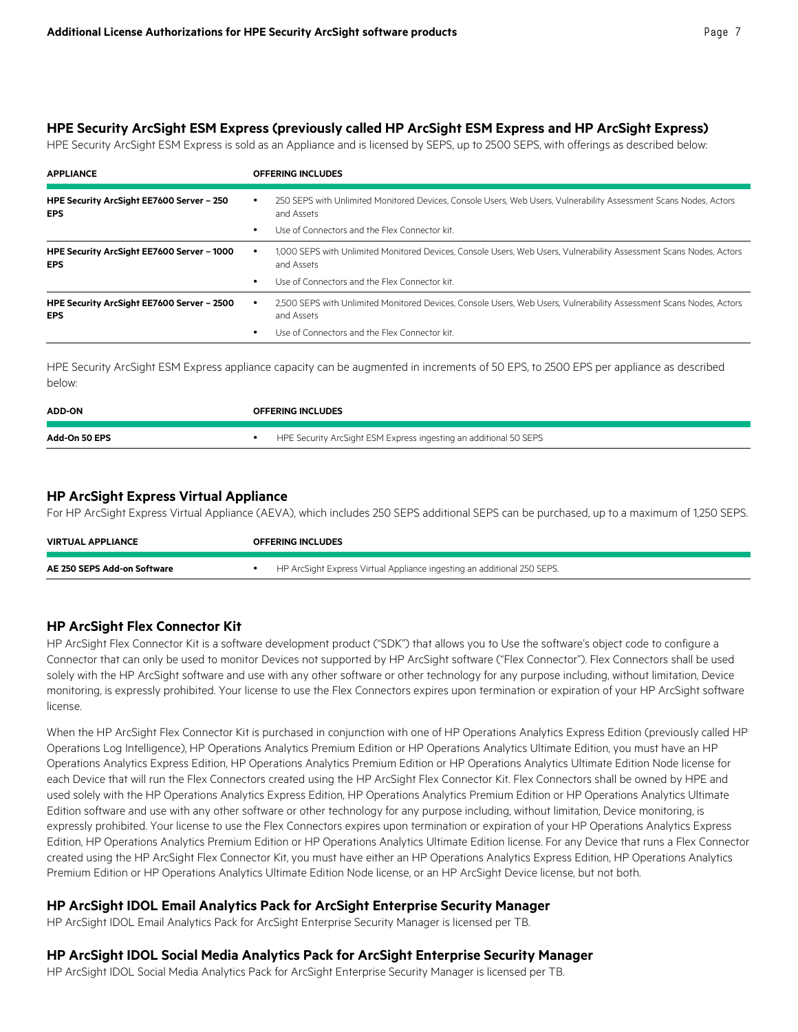## HPE Security ArcSight ESM Express (previously called HP ArcSight ESM Express and HP ArcSight Express)

HPE Security ArcSight ESM Express is sold as an Appliance and is licensed by SEPS, up to 2500 SEPS, with offerings as described below:

| APPLIANCE | OFFERING INCLUDES |
|---|---|
| **HPE Security ArcSight EE7600 Server – 250 EPS** | • 250 SEPS with Unlimited Monitored Devices, Console Users, Web Users, Vulnerability Assessment Scans Nodes, Actors and Assets<br>• Use of Connectors and the Flex Connector kit. |
| **HPE Security ArcSight EE7600 Server – 1000 EPS** | • 1,000 SEPS with Unlimited Monitored Devices, Console Users, Web Users, Vulnerability Assessment Scans Nodes, Actors and Assets<br>• Use of Connectors and the Flex Connector kit. |
| **HPE Security ArcSight EE7600 Server – 2500 EPS** | • 2,500 SEPS with Unlimited Monitored Devices, Console Users, Web Users, Vulnerability Assessment Scans Nodes, Actors and Assets<br>• Use of Connectors and the Flex Connector kit. |

HPE Security ArcSight ESM Express appliance capacity can be augmented in increments of 50 EPS, to 2500 EPS per appliance as described below:

| ADD-ON | OFFERING INCLUDES |
|---|---|
| **Add-On 50 EPS** | • HPE Security ArcSight ESM Express ingesting an additional 50 SEPS |

## HP ArcSight Express Virtual Appliance

For HP ArcSight Express Virtual Appliance (AEVA), which includes 250 SEPS additional SEPS can be purchased, up to a maximum of 1,250 SEPS.

| VIRTUAL APPLIANCE | OFFERING INCLUDES |
|---|---|
| **AE 250 SEPS Add-on Software** | • HP ArcSight Express Virtual Appliance ingesting an additional 250 SEPS. |

## HP ArcSight Flex Connector Kit

HP ArcSight Flex Connector Kit is a software development product ("SDK") that allows you to Use the software's object code to configure a Connector that can only be used to monitor Devices not supported by HP ArcSight software ("Flex Connector"). Flex Connectors shall be used solely with the HP ArcSight software and use with any other software or other technology for any purpose including, without limitation, Device monitoring, is expressly prohibited. Your license to use the Flex Connectors expires upon termination or expiration of your HP ArcSight software license.

When the HP ArcSight Flex Connector Kit is purchased in conjunction with one of HP Operations Analytics Express Edition (previously called HP Operations Log Intelligence), HP Operations Analytics Premium Edition or HP Operations Analytics Ultimate Edition, you must have an HP Operations Analytics Express Edition, HP Operations Analytics Premium Edition or HP Operations Analytics Ultimate Edition Node license for each Device that will run the Flex Connectors created using the HP ArcSight Flex Connector Kit. Flex Connectors shall be owned by HPE and used solely with the HP Operations Analytics Express Edition, HP Operations Analytics Premium Edition or HP Operations Analytics Ultimate Edition software and use with any other software or other technology for any purpose including, without limitation, Device monitoring, is expressly prohibited. Your license to use the Flex Connectors expires upon termination or expiration of your HP Operations Analytics Express Edition, HP Operations Analytics Premium Edition or HP Operations Analytics Ultimate Edition license. For any Device that runs a Flex Connector created using the HP ArcSight Flex Connector Kit, you must have either an HP Operations Analytics Express Edition, HP Operations Analytics Premium Edition or HP Operations Analytics Ultimate Edition Node license, or an HP ArcSight Device license, but not both.

## HP ArcSight IDOL Email Analytics Pack for ArcSight Enterprise Security Manager

HP ArcSight IDOL Email Analytics Pack for ArcSight Enterprise Security Manager is licensed per TB.

## HP ArcSight IDOL Social Media Analytics Pack for ArcSight Enterprise Security Manager

HP ArcSight IDOL Social Media Analytics Pack for ArcSight Enterprise Security Manager is licensed per TB.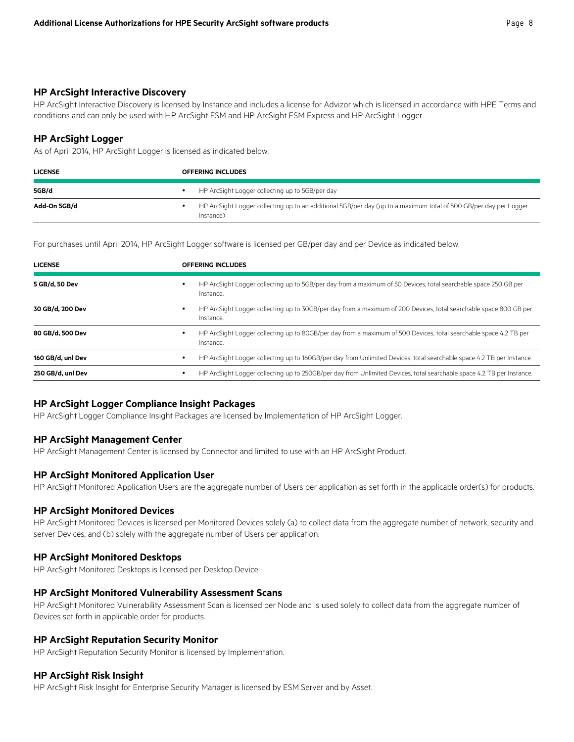### HP ArcSight Interactive Discovery

HP ArcSight Interactive Discovery is licensed by Instance and includes a license for Advizor which is licensed in accordance with HPE Terms and conditions and can only be used with HP ArcSight ESM and HP ArcSight ESM Express and HP ArcSight Logger.

### HP ArcSight Logger

As of April 2014, HP ArcSight Logger is licensed as indicated below.

| LICENSE | OFFERING INCLUDES |
| --- | --- |
| **5GB/d** | • HP ArcSight Logger collecting up to 5GB/per day |
| **Add-On 5GB/d** | • HP ArcSight Logger collecting up to an additional 5GB/per day (up to a maximum total of 500 GB/per day per Logger Instance) |

For purchases until April 2014, HP ArcSight Logger software is licensed per GB/per day and per Device as indicated below.

| LICENSE | OFFERING INCLUDES |
| --- | --- |
| **5 GB/d, 50 Dev** | • HP ArcSight Logger collecting up to 5GB/per day from a maximum of 50 Devices, total searchable space 250 GB per Instance. |
| **30 GB/d, 200 Dev** | • HP ArcSight Logger collecting up to 30GB/per day from a maximum of 200 Devices, total searchable space 800 GB per Instance. |
| **80 GB/d, 500 Dev** | • HP ArcSight Logger collecting up to 80GB/per day from a maximum of 500 Devices, total searchable space 4.2 TB per Instance. |
| **160 GB/d, unl Dev** | • HP ArcSight Logger collecting up to 160GB/per day from Unlimited Devices, total searchable space 4.2 TB per Instance. |
| **250 GB/d, unl Dev** | • HP ArcSight Logger collecting up to 250GB/per day from Unlimited Devices, total searchable space 4.2 TB per Instance. |

### HP ArcSight Logger Compliance Insight Packages

HP ArcSight Logger Compliance Insight Packages are licensed by Implementation of HP ArcSight Logger.

### HP ArcSight Management Center

HP ArcSight Management Center is licensed by Connector and limited to use with an HP ArcSight Product.

### HP ArcSight Monitored Application User

HP ArcSight Monitored Application Users are the aggregate number of Users per application as set forth in the applicable order(s) for products.

### HP ArcSight Monitored Devices

HP ArcSight Monitored Devices is licensed per Monitored Devices solely (a) to collect data from the aggregate number of network, security and server Devices, and (b) solely with the aggregate number of Users per application.

### HP ArcSight Monitored Desktops

HP ArcSight Monitored Desktops is licensed per Desktop Device.

### HP ArcSight Monitored Vulnerability Assessment Scans

HP ArcSight Monitored Vulnerability Assessment Scan is licensed per Node and is used solely to collect data from the aggregate number of Devices set forth in applicable order for products.

### HP ArcSight Reputation Security Monitor

HP ArcSight Reputation Security Monitor is licensed by Implementation.

### HP ArcSight Risk Insight

HP ArcSight Risk Insight for Enterprise Security Manager is licensed by ESM Server and by Asset.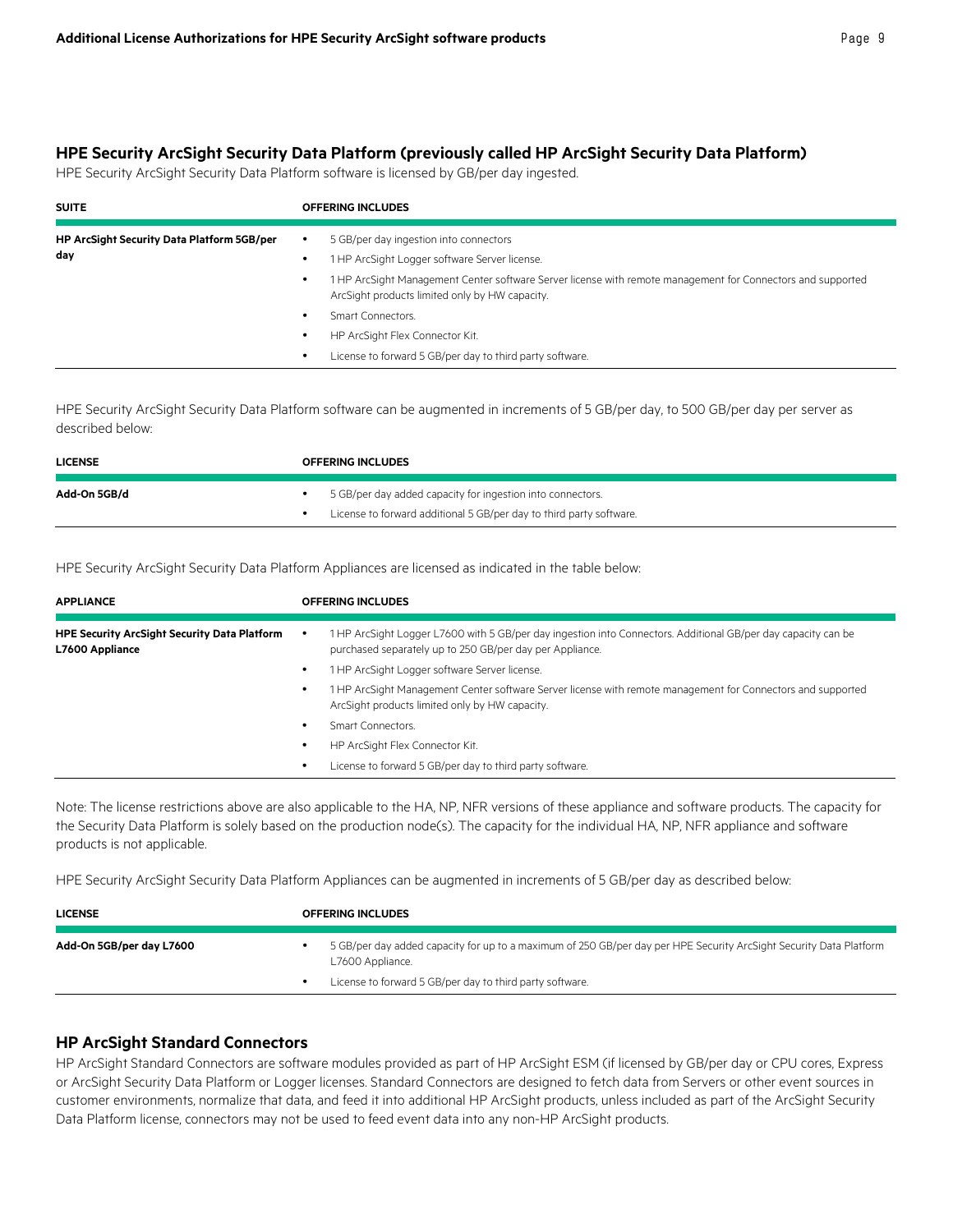## HPE Security ArcSight Security Data Platform (previously called HP ArcSight Security Data Platform)

HPE Security ArcSight Security Data Platform software is licensed by GB/per day ingested.

| SUITE | OFFERING INCLUDES |
|---|---|
| **HP ArcSight Security Data Platform 5GB/per day** | • 5 GB/per day ingestion into connectors<br>• 1 HP ArcSight Logger software Server license.<br>• 1 HP ArcSight Management Center software Server license with remote management for Connectors and supported ArcSight products limited only by HW capacity.<br>• Smart Connectors.<br>• HP ArcSight Flex Connector Kit.<br>• License to forward 5 GB/per day to third party software. |

HPE Security ArcSight Security Data Platform software can be augmented in increments of 5 GB/per day, to 500 GB/per day per server as described below:

| LICENSE | OFFERING INCLUDES |
|---|---|
| **Add-On 5GB/d** | • 5 GB/per day added capacity for ingestion into connectors.<br>• License to forward additional 5 GB/per day to third party software. |

HPE Security ArcSight Security Data Platform Appliances are licensed as indicated in the table below:

| APPLIANCE | OFFERING INCLUDES |
|---|---|
| **HPE Security ArcSight Security Data Platform L7600 Appliance** | • 1 HP ArcSight Logger L7600 with 5 GB/per day ingestion into Connectors. Additional GB/per day capacity can be purchased separately up to 250 GB/per day per Appliance.<br>• 1 HP ArcSight Logger software Server license.<br>• 1 HP ArcSight Management Center software Server license with remote management for Connectors and supported ArcSight products limited only by HW capacity.<br>• Smart Connectors.<br>• HP ArcSight Flex Connector Kit.<br>• License to forward 5 GB/per day to third party software. |

Note: The license restrictions above are also applicable to the HA, NP, NFR versions of these appliance and software products. The capacity for the Security Data Platform is solely based on the production node(s). The capacity for the individual HA, NP, NFR appliance and software products is not applicable.

HPE Security ArcSight Security Data Platform Appliances can be augmented in increments of 5 GB/per day as described below:

| LICENSE | OFFERING INCLUDES |
|---|---|
| **Add-On 5GB/per day L7600** | • 5 GB/per day added capacity for up to a maximum of 250 GB/per day per HPE Security ArcSight Security Data Platform L7600 Appliance.<br>• License to forward 5 GB/per day to third party software. |

## HP ArcSight Standard Connectors

HP ArcSight Standard Connectors are software modules provided as part of HP ArcSight ESM (if licensed by GB/per day or CPU cores, Express or ArcSight Security Data Platform or Logger licenses. Standard Connectors are designed to fetch data from Servers or other event sources in customer environments, normalize that data, and feed it into additional HP ArcSight products, unless included as part of the ArcSight Security Data Platform license, connectors may not be used to feed event data into any non-HP ArcSight products.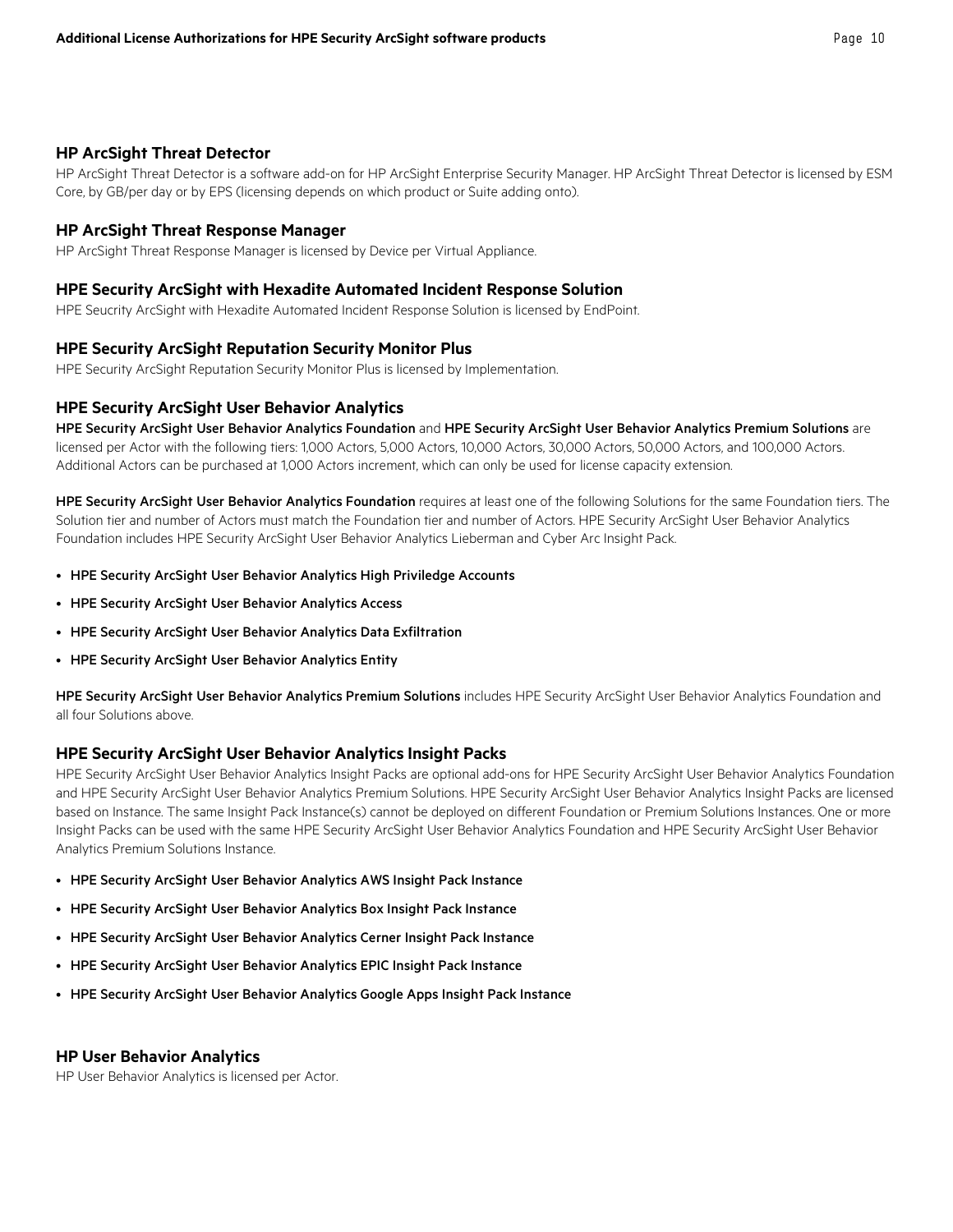### HP ArcSight Threat Detector

HP ArcSight Threat Detector is a software add-on for HP ArcSight Enterprise Security Manager. HP ArcSight Threat Detector is licensed by ESM Core, by GB/per day or by EPS (licensing depends on which product or Suite adding onto).

### HP ArcSight Threat Response Manager

HP ArcSight Threat Response Manager is licensed by Device per Virtual Appliance.

### HPE Security ArcSight with Hexadite Automated Incident Response Solution

HPE Seucrity ArcSight with Hexadite Automated Incident Response Solution is licensed by EndPoint.

### HPE Security ArcSight Reputation Security Monitor Plus

HPE Security ArcSight Reputation Security Monitor Plus is licensed by Implementation.

### HPE Security ArcSight User Behavior Analytics

**HPE Security ArcSight User Behavior Analytics Foundation** and **HPE Security ArcSight User Behavior Analytics Premium Solutions** are licensed per Actor with the following tiers: 1,000 Actors, 5,000 Actors, 10,000 Actors, 30,000 Actors, 50,000 Actors, and 100,000 Actors. Additional Actors can be purchased at 1,000 Actors increment, which can only be used for license capacity extension.

**HPE Security ArcSight User Behavior Analytics Foundation** requires at least one of the following Solutions for the same Foundation tiers. The Solution tier and number of Actors must match the Foundation tier and number of Actors. HPE Security ArcSight User Behavior Analytics Foundation includes HPE Security ArcSight User Behavior Analytics Lieberman and Cyber Arc Insight Pack.

- **HPE Security ArcSight User Behavior Analytics High Priviledge Accounts**
- **HPE Security ArcSight User Behavior Analytics Access**
- **HPE Security ArcSight User Behavior Analytics Data Exfiltration**
- **HPE Security ArcSight User Behavior Analytics Entity**

**HPE Security ArcSight User Behavior Analytics Premium Solutions** includes HPE Security ArcSight User Behavior Analytics Foundation and all four Solutions above.

### HPE Security ArcSight User Behavior Analytics Insight Packs

HPE Security ArcSight User Behavior Analytics Insight Packs are optional add-ons for HPE Security ArcSight User Behavior Analytics Foundation and HPE Security ArcSight User Behavior Analytics Premium Solutions. HPE Security ArcSight User Behavior Analytics Insight Packs are licensed based on Instance. The same Insight Pack Instance(s) cannot be deployed on different Foundation or Premium Solutions Instances. One or more Insight Packs can be used with the same HPE Security ArcSight User Behavior Analytics Foundation and HPE Security ArcSight User Behavior Analytics Premium Solutions Instance.

- **HPE Security ArcSight User Behavior Analytics AWS Insight Pack Instance**
- **HPE Security ArcSight User Behavior Analytics Box Insight Pack Instance**
- **HPE Security ArcSight User Behavior Analytics Cerner Insight Pack Instance**
- **HPE Security ArcSight User Behavior Analytics EPIC Insight Pack Instance**
- **HPE Security ArcSight User Behavior Analytics Google Apps Insight Pack Instance**

### HP User Behavior Analytics

HP User Behavior Analytics is licensed per Actor.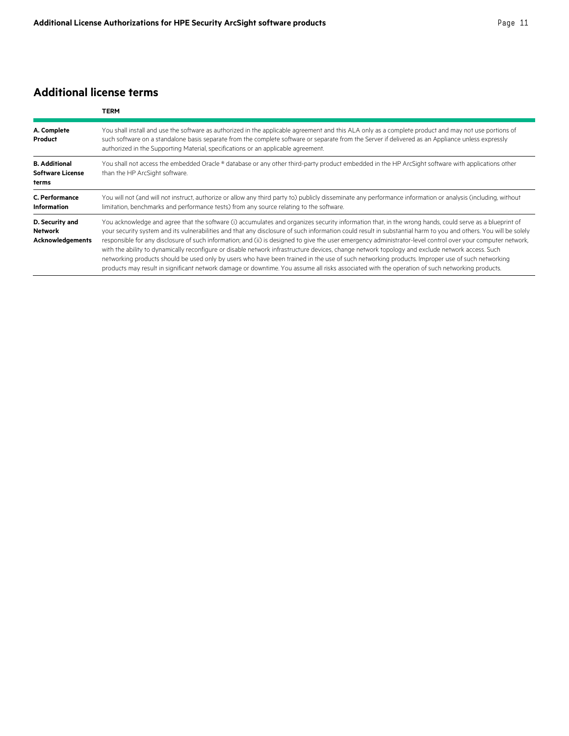## Additional license terms

| | TERM |
|---|---|
| **A. Complete Product** | You shall install and use the software as authorized in the applicable agreement and this ALA only as a complete product and may not use portions of such software on a standalone basis separate from the complete software or separate from the Server if delivered as an Appliance unless expressly authorized in the Supporting Material, specifications or an applicable agreement. |
| **B. Additional Software License terms** | You shall not access the embedded Oracle ® database or any other third-party product embedded in the HP ArcSight software with applications other than the HP ArcSight software. |
| **C. Performance Information** | You will not (and will not instruct, authorize or allow any third party to) publicly disseminate any performance information or analysis (including, without limitation, benchmarks and performance tests) from any source relating to the software. |
| **D. Security and Network Acknowledgements** | You acknowledge and agree that the software (i) accumulates and organizes security information that, in the wrong hands, could serve as a blueprint of your security system and its vulnerabilities and that any disclosure of such information could result in substantial harm to you and others. You will be solely responsible for any disclosure of such information; and (ii) is designed to give the user emergency administrator-level control over your computer network, with the ability to dynamically reconfigure or disable network infrastructure devices, change network topology and exclude network access. Such networking products should be used only by users who have been trained in the use of such networking products. Improper use of such networking products may result in significant network damage or downtime. You assume all risks associated with the operation of such networking products. |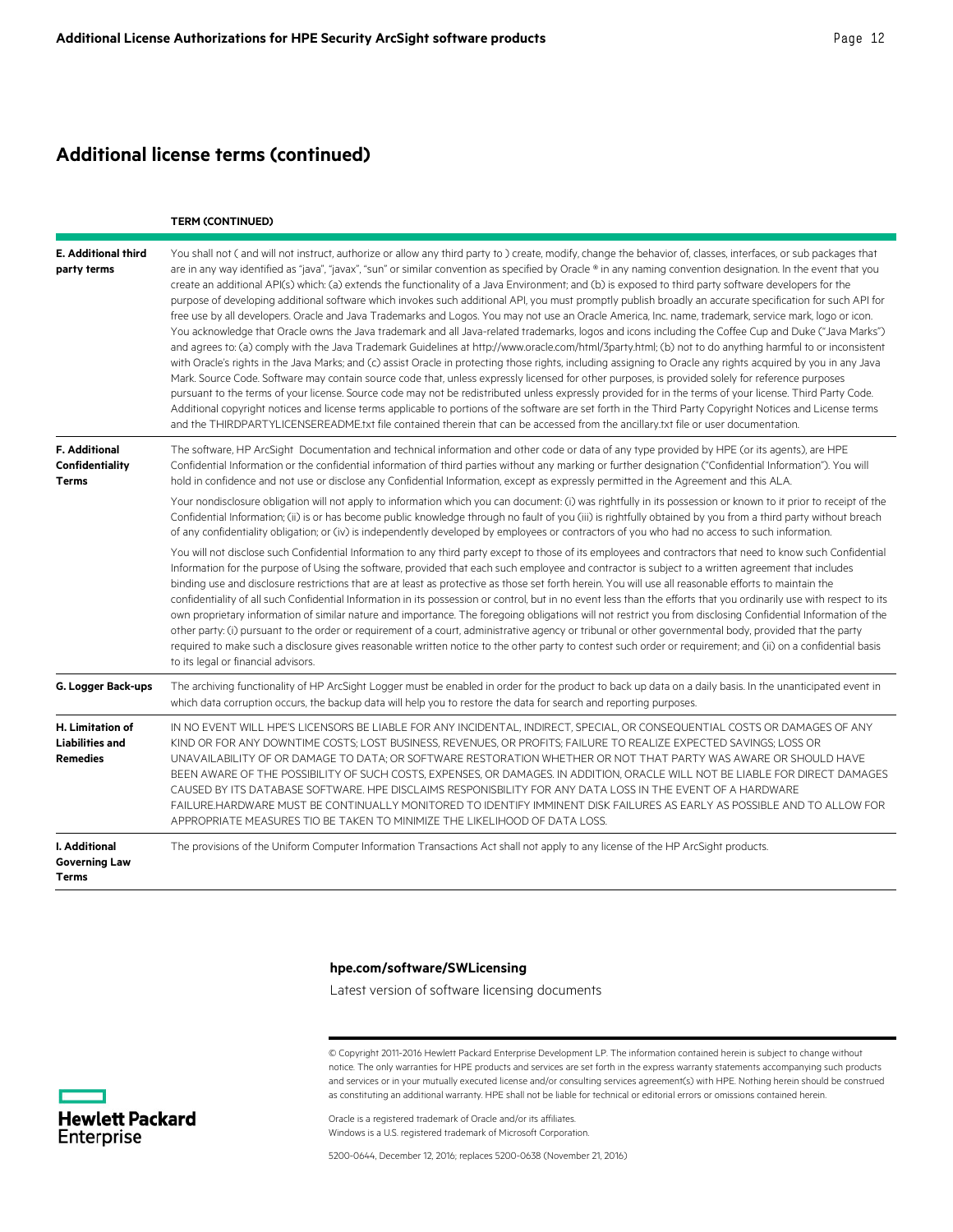## Additional license terms (continued)

| | TERM (CONTINUED) |
|---|---|
| **E. Additional third party terms** | You shall not ( and will not instruct, authorize or allow any third party to ) create, modify, change the behavior of, classes, interfaces, or sub packages that are in any way identified as "java", "javax", "sun" or similar convention as specified by Oracle ® in any naming convention designation. In the event that you create an additional API(s) which: (a) extends the functionality of a Java Environment; and (b) is exposed to third party software developers for the purpose of developing additional software which invokes such additional API, you must promptly publish broadly an accurate specification for such API for free use by all developers. Oracle and Java Trademarks and Logos. You may not use an Oracle America, Inc. name, trademark, service mark, logo or icon. You acknowledge that Oracle owns the Java trademark and all Java-related trademarks, logos and icons including the Coffee Cup and Duke ("Java Marks") and agrees to: (a) comply with the Java Trademark Guidelines at http://www.oracle.com/html/3party.html; (b) not to do anything harmful to or inconsistent with Oracle's rights in the Java Marks; and (c) assist Oracle in protecting those rights, including assigning to Oracle any rights acquired by you in any Java Mark. Source Code. Software may contain source code that, unless expressly licensed for other purposes, is provided solely for reference purposes pursuant to the terms of your license. Source code may not be redistributed unless expressly provided for in the terms of your license. Third Party Code. Additional copyright notices and license terms applicable to portions of the software are set forth in the Third Party Copyright Notices and License terms and the THIRDPARTYLICENSEREADME.txt file contained therein that can be accessed from the ancillary.txt file or user documentation. |
| **F. Additional Confidentiality Terms** | The software, HP ArcSight Documentation and technical information and other code or data of any type provided by HPE (or its agents), are HPE Confidential Information or the confidential information of third parties without any marking or further designation ("Confidential Information"). You will hold in confidence and not use or disclose any Confidential Information, except as expressly permitted in the Agreement and this ALA.<br><br>Your nondisclosure obligation will not apply to information which you can document: (i) was rightfully in its possession or known to it prior to receipt of the Confidential Information; (ii) is or has become public knowledge through no fault of you (iii) is rightfully obtained by you from a third party without breach of any confidentiality obligation; or (iv) is independently developed by employees or contractors of you who had no access to such information.<br><br>You will not disclose such Confidential Information to any third party except to those of its employees and contractors that need to know such Confidential Information for the purpose of Using the software, provided that each such employee and contractor is subject to a written agreement that includes binding use and disclosure restrictions that are at least as protective as those set forth herein. You will use all reasonable efforts to maintain the confidentiality of all such Confidential Information in its possession or control, but in no event less than the efforts that you ordinarily use with respect to its own proprietary information of similar nature and importance. The foregoing obligations will not restrict you from disclosing Confidential Information of the other party: (i) pursuant to the order or requirement of a court, administrative agency or tribunal or other governmental body, provided that the party required to make such a disclosure gives reasonable written notice to the other party to contest such order or requirement; and (ii) on a confidential basis to its legal or financial advisors. |
| **G. Logger Back-ups** | The archiving functionality of HP ArcSight Logger must be enabled in order for the product to back up data on a daily basis. In the unanticipated event in which data corruption occurs, the backup data will help you to restore the data for search and reporting purposes. |
| **H. Limitation of Liabilities and Remedies** | IN NO EVENT WILL HPE'S LICENSORS BE LIABLE FOR ANY INCIDENTAL, INDIRECT, SPECIAL, OR CONSEQUENTIAL COSTS OR DAMAGES OF ANY KIND OR FOR ANY DOWNTIME COSTS; LOST BUSINESS, REVENUES, OR PROFITS; FAILURE TO REALIZE EXPECTED SAVINGS; LOSS OR UNAVAILABILITY OF OR DAMAGE TO DATA; OR SOFTWARE RESTORATION WHETHER OR NOT THAT PARTY WAS AWARE OR SHOULD HAVE BEEN AWARE OF THE POSSIBILITY OF SUCH COSTS, EXPENSES, OR DAMAGES. IN ADDITION, ORACLE WILL NOT BE LIABLE FOR DIRECT DAMAGES CAUSED BY ITS DATABASE SOFTWARE. HPE DISCLAIMS RESPONISBILITY FOR ANY DATA LOSS IN THE EVENT OF A HARDWARE FAILURE.HARDWARE MUST BE CONTINUALLY MONITORED TO IDENTIFY IMMINENT DISK FAILURES AS EARLY AS POSSIBLE AND TO ALLOW FOR APPROPRIATE MEASURES TIO BE TAKEN TO MINIMIZE THE LIKELIHOOD OF DATA LOSS. |
| **I. Additional Governing Law Terms** | The provisions of the Uniform Computer Information Transactions Act shall not apply to any license of the HP ArcSight products. |

**hpe.com/software/SWLicensing**

Latest version of software licensing documents

© Copyright 2011-2016 Hewlett Packard Enterprise Development LP. The information contained herein is subject to change without notice. The only warranties for HPE products and services are set forth in the express warranty statements accompanying such products and services or in your mutually executed license and/or consulting services agreement(s) with HPE. Nothing herein should be construed as constituting an additional warranty. HPE shall not be liable for technical or editorial errors or omissions contained herein.

Oracle is a registered trademark of Oracle and/or its affiliates.
Windows is a U.S. registered trademark of Microsoft Corporation.

5200-0644, December 12, 2016; replaces 5200-0638 (November 21, 2016)